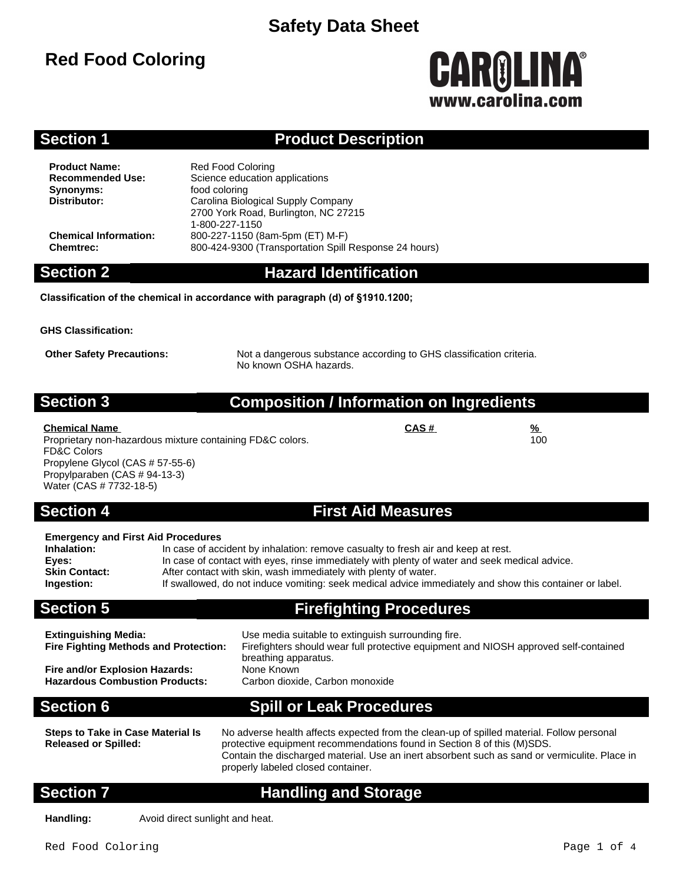# Safety Data Sheet

## Red Food Coloring

CAROLINA®
www.carolina.com

## Section 1 Product Description

**Product Name:** Red Food Coloring
**Recommended Use:** Science education applications
**Synonyms:** food coloring
**Distributor:** Carolina Biological Supply Company
2700 York Road, Burlington, NC 27215
1-800-227-1150
**Chemical Information:** 800-227-1150 (8am-5pm (ET) M-F)
**Chemtrec:** 800-424-9300 (Transportation Spill Response 24 hours)

## Section 2 Hazard Identification

**Classification of the chemical in accordance with paragraph (d) of §1910.1200;**

**GHS Classification:**

**Other Safety Precautions:** Not a dangerous substance according to GHS classification criteria.
No known OSHA hazards.

## Section 3 Composition / Information on Ingredients

| Chemical Name | CAS # | % |
|---|---|---|
| Proprietary non-hazardous mixture containing FD&C colors.<br>FD&C Colors<br>Propylene Glycol (CAS # 57-55-6)<br>Propylparaben (CAS # 94-13-3)<br>Water (CAS # 7732-18-5) | | 100 |

## Section 4 First Aid Measures

**Emergency and First Aid Procedures**

**Inhalation:** In case of accident by inhalation: remove casualty to fresh air and keep at rest.
**Eyes:** In case of contact with eyes, rinse immediately with plenty of water and seek medical advice.
**Skin Contact:** After contact with skin, wash immediately with plenty of water.
**Ingestion:** If swallowed, do not induce vomiting: seek medical advice immediately and show this container or label.

## Section 5 Firefighting Procedures

**Extinguishing Media:** Use media suitable to extinguish surrounding fire.
**Fire Fighting Methods and Protection:** Firefighters should wear full protective equipment and NIOSH approved self-contained breathing apparatus.
**Fire and/or Explosion Hazards:** None Known
**Hazardous Combustion Products:** Carbon dioxide, Carbon monoxide

## Section 6 Spill or Leak Procedures

**Steps to Take in Case Material Is Released or Spilled:** No adverse health affects expected from the clean-up of spilled material. Follow personal protective equipment recommendations found in Section 8 of this (M)SDS.
Contain the discharged material. Use an inert absorbent such as sand or vermiculite. Place in properly labeled closed container.

## Section 7 Handling and Storage

**Handling:** Avoid direct sunlight and heat.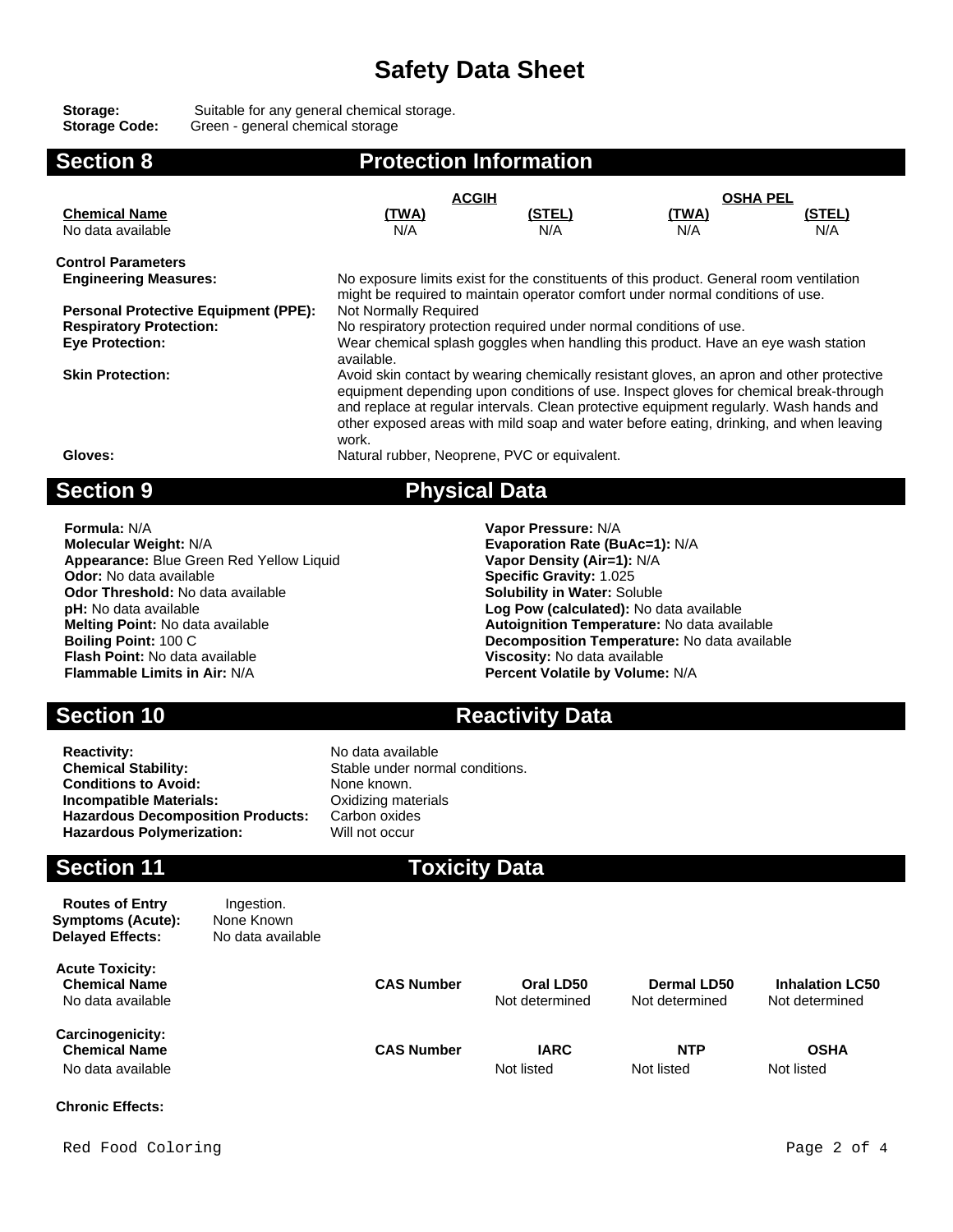# Safety Data Sheet

**Storage:** Suitable for any general chemical storage.
**Storage Code:** Green - general chemical storage

## Section 8 Protection Information

| | ACGIH | | OSHA PEL | |
|---|---|---|---|---|
| **Chemical Name** | **(TWA)** | **(STEL)** | **(TWA)** | **(STEL)** |
| No data available | N/A | N/A | N/A | N/A |

**Control Parameters**

**Engineering Measures:** No exposure limits exist for the constituents of this product. General room ventilation might be required to maintain operator comfort under normal conditions of use.

**Personal Protective Equipment (PPE):** Not Normally Required

**Respiratory Protection:** No respiratory protection required under normal conditions of use.

**Eye Protection:** Wear chemical splash goggles when handling this product. Have an eye wash station available.

**Skin Protection:** Avoid skin contact by wearing chemically resistant gloves, an apron and other protective equipment depending upon conditions of use. Inspect gloves for chemical break-through and replace at regular intervals. Clean protective equipment regularly. Wash hands and other exposed areas with mild soap and water before eating, drinking, and when leaving work.

**Gloves:** Natural rubber, Neoprene, PVC or equivalent.

## Section 9 Physical Data

**Formula:** N/A
**Molecular Weight:** N/A
**Appearance:** Blue Green Red Yellow Liquid
**Odor:** No data available
**Odor Threshold:** No data available
**pH:** No data available
**Melting Point:** No data available
**Boiling Point:** 100 C
**Flash Point:** No data available
**Flammable Limits in Air:** N/A

**Vapor Pressure:** N/A
**Evaporation Rate (BuAc=1):** N/A
**Vapor Density (Air=1):** N/A
**Specific Gravity:** 1.025
**Solubility in Water:** Soluble
**Log Pow (calculated):** No data available
**Autoignition Temperature:** No data available
**Decomposition Temperature:** No data available
**Viscosity:** No data available
**Percent Volatile by Volume:** N/A

## Section 10 Reactivity Data

**Reactivity:** No data available
**Chemical Stability:** Stable under normal conditions.
**Conditions to Avoid:** None known.
**Incompatible Materials:** Oxidizing materials
**Hazardous Decomposition Products:** Carbon oxides
**Hazardous Polymerization:** Will not occur

## Section 11 Toxicity Data

**Routes of Entry** Ingestion.
**Symptoms (Acute):** None Known
**Delayed Effects:** No data available

**Acute Toxicity:**

| Chemical Name | CAS Number | Oral LD50 | Dermal LD50 | Inhalation LC50 |
|---|---|---|---|---|
| No data available | | Not determined | Not determined | Not determined |

**Carcinogenicity:**

| Chemical Name | CAS Number | IARC | NTP | OSHA |
|---|---|---|---|---|
| No data available | | Not listed | Not listed | Not listed |

**Chronic Effects:**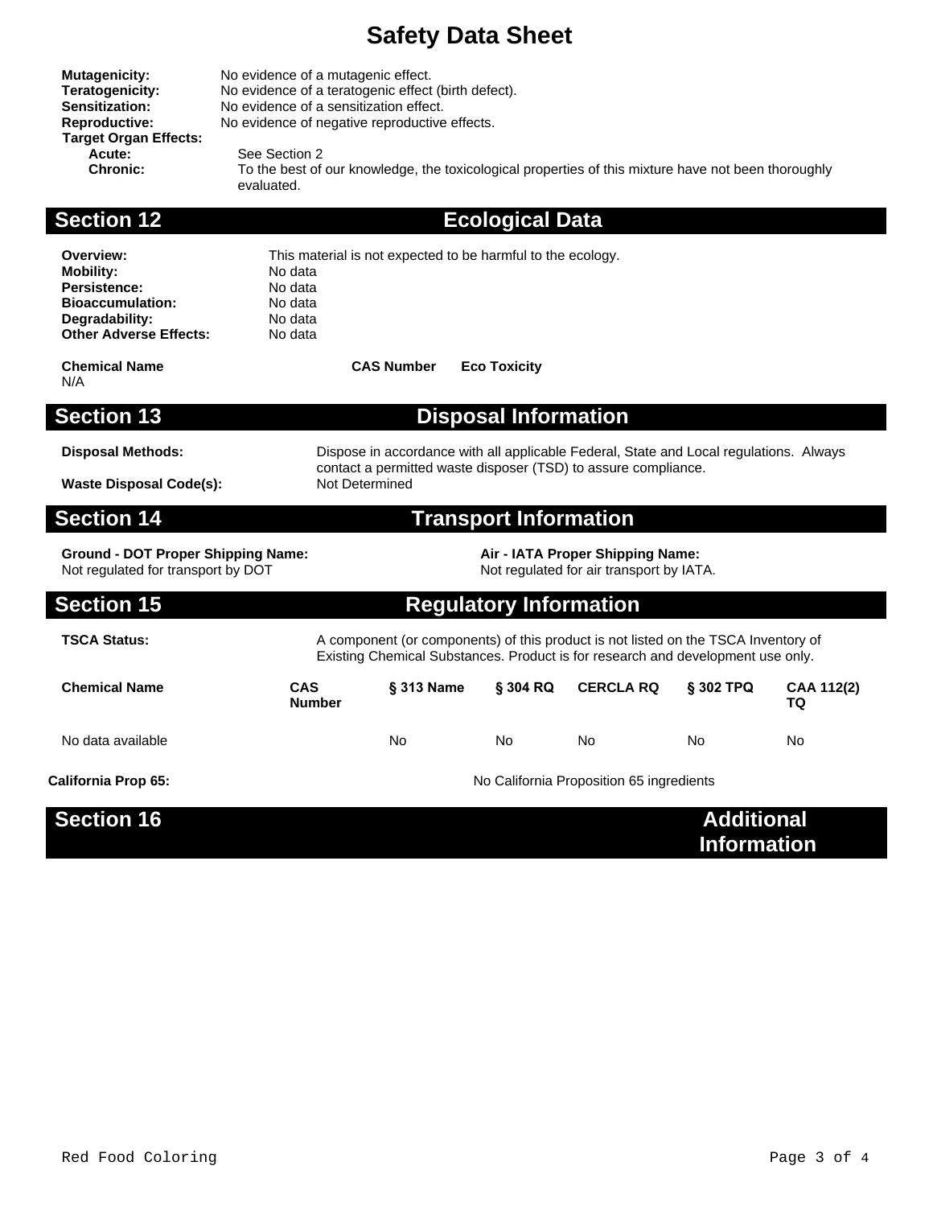# Safety Data Sheet

**Mutagenicity:** No evidence of a mutagenic effect.
**Teratogenicity:** No evidence of a teratogenic effect (birth defect).
**Sensitization:** No evidence of a sensitization effect.
**Reproductive:** No evidence of negative reproductive effects.
**Target Organ Effects:**
- **Acute:** See Section 2
- **Chronic:** To the best of our knowledge, the toxicological properties of this mixture have not been thoroughly evaluated.

## Section 12 Ecological Data

**Overview:** This material is not expected to be harmful to the ecology.
**Mobility:** No data
**Persistence:** No data
**Bioaccumulation:** No data
**Degradability:** No data
**Other Adverse Effects:** No data

| Chemical Name | CAS Number | Eco Toxicity |
|---|---|---|
| N/A | | |

## Section 13 Disposal Information

**Disposal Methods:** Dispose in accordance with all applicable Federal, State and Local regulations. Always contact a permitted waste disposer (TSD) to assure compliance.

**Waste Disposal Code(s):** Not Determined

## Section 14 Transport Information

**Ground - DOT Proper Shipping Name:**
Not regulated for transport by DOT

**Air - IATA Proper Shipping Name:**
Not regulated for air transport by IATA.

## Section 15 Regulatory Information

**TSCA Status:** A component (or components) of this product is not listed on the TSCA Inventory of Existing Chemical Substances. Product is for research and development use only.

| Chemical Name | CAS Number | § 313 Name | § 304 RQ | CERCLA RQ | § 302 TPQ | CAA 112(2) TQ |
|---|---|---|---|---|---|---|
| No data available | | No | No | No | No | No |

**California Prop 65:** No California Proposition 65 ingredients

## Section 16 Additional Information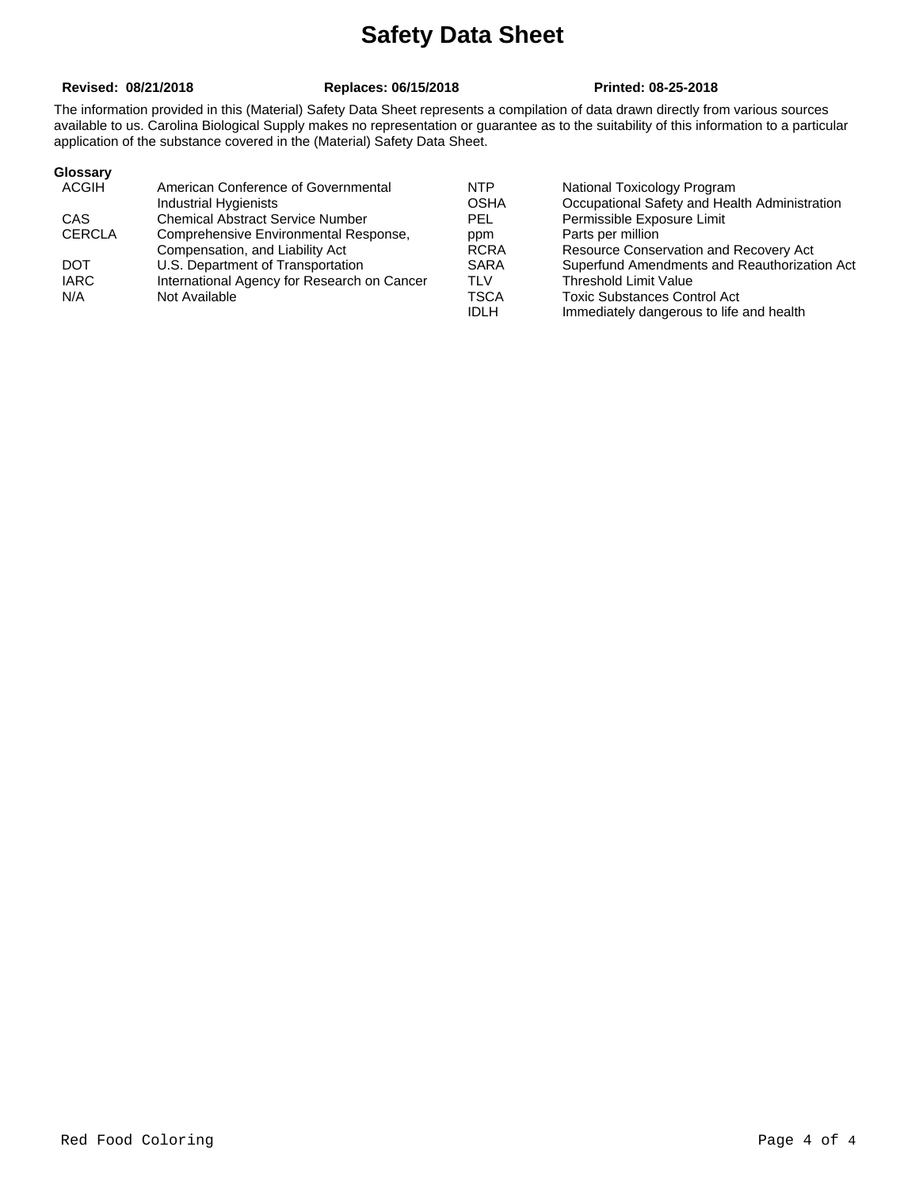# Safety Data Sheet

**Revised: 08/21/2018** **Replaces: 06/15/2018** **Printed: 08-25-2018**

The information provided in this (Material) Safety Data Sheet represents a compilation of data drawn directly from various sources available to us. Carolina Biological Supply makes no representation or guarantee as to the suitability of this information to a particular application of the substance covered in the (Material) Safety Data Sheet.

**Glossary**

| | | | |
|---|---|---|---|
| ACGIH | American Conference of Governmental Industrial Hygienists | NTP | National Toxicology Program |
| CAS | Chemical Abstract Service Number | OSHA | Occupational Safety and Health Administration |
| CERCLA | Comprehensive Environmental Response, Compensation, and Liability Act | PEL | Permissible Exposure Limit |
| DOT | U.S. Department of Transportation | ppm | Parts per million |
| IARC | International Agency for Research on Cancer | RCRA | Resource Conservation and Recovery Act |
| N/A | Not Available | SARA | Superfund Amendments and Reauthorization Act |
| | | TLV | Threshold Limit Value |
| | | TSCA | Toxic Substances Control Act |
| | | IDLH | Immediately dangerous to life and health |